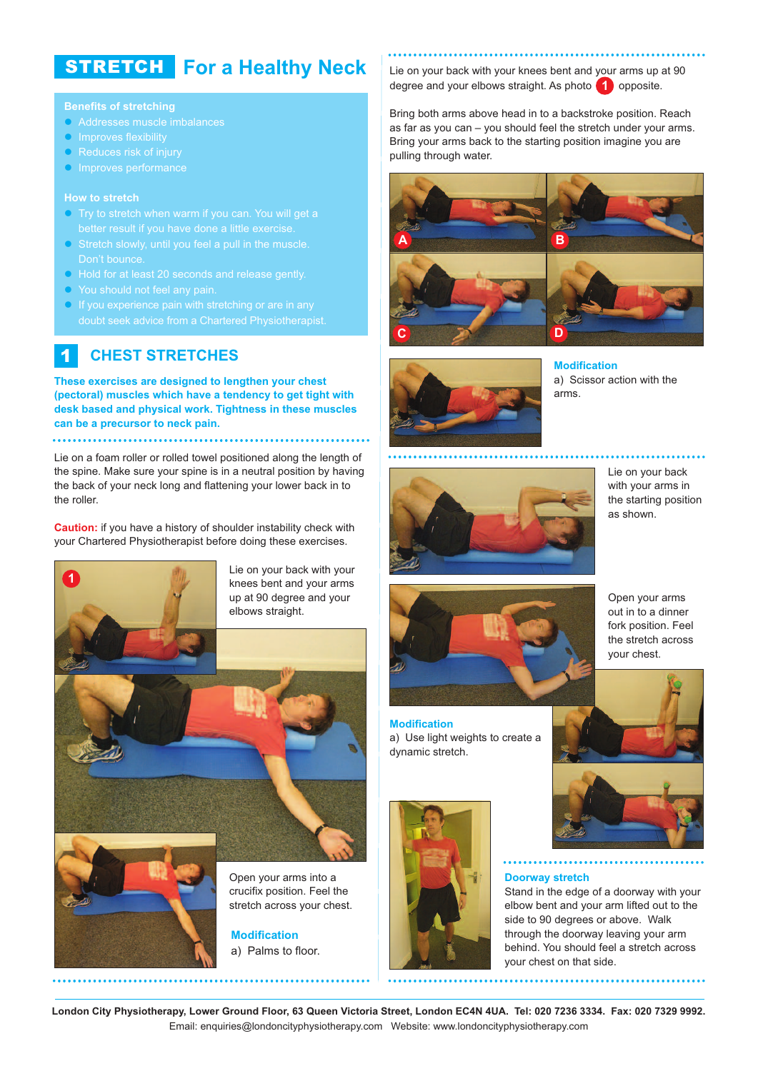# STRETCH For a Healthy Neck

**Benefits of stretching**

- Addresses muscle imbalances
- Improves flexibility
- Reduces risk of injury
- Improves performance

**How to stretch**

- Try to stretch when warm if you can. You will get a better result if you have done a little exercise.
- Stretch slowly, until you feel a pull in the muscle. Don't bounce.
- Hold for at least 20 seconds and release gently.
- You should not feel any pain.
- If you experience pain with stretching or are in any doubt seek advice from a Chartered Physiotherapist.

## 1 CHEST STRETCHES

**These exercises are designed to lengthen your chest (pectoral) muscles which have a tendency to get tight with desk based and physical work. Tightness in these muscles can be a precursor to neck pain.**

Lie on a foam roller or rolled towel positioned along the length of the spine. Make sure your spine is in a neutral position by having the back of your neck long and flattening your lower back in to the roller.

**Caution:** if you have a history of shoulder instability check with your Chartered Physiotherapist before doing these exercises.

1

Lie on your back with your knees bent and your arms up at 90 degree and your elbows straight.

Open your arms into a crucifix position. Feel the stretch across your chest.

**Modification**

a) Palms to floor.

Lie on your back with your knees bent and your arms up at 90 degree and your elbows straight. As photo 1 opposite.

Bring both arms above head in to a backstroke position. Reach as far as you can – you should feel the stretch under your arms. Bring your arms back to the starting position imagine you are pulling through water.

A B C D

**Modification**

a) Scissor action with the arms.

Lie on your back with your arms in the starting position as shown.

Open your arms out in to a dinner fork position. Feel the stretch across your chest.

**Modification**

a) Use light weights to create a dynamic stretch.

**Doorway stretch**

Stand in the edge of a doorway with your elbow bent and your arm lifted out to the side to 90 degrees or above. Walk through the doorway leaving your arm behind. You should feel a stretch across your chest on that side.

London City Physiotherapy, Lower Ground Floor, 63 Queen Victoria Street, London EC4N 4UA. Tel: 020 7236 3334. Fax: 020 7329 9992.
Email: enquiries@londoncityphysiotherapy.com Website: www.londoncityphysiotherapy.com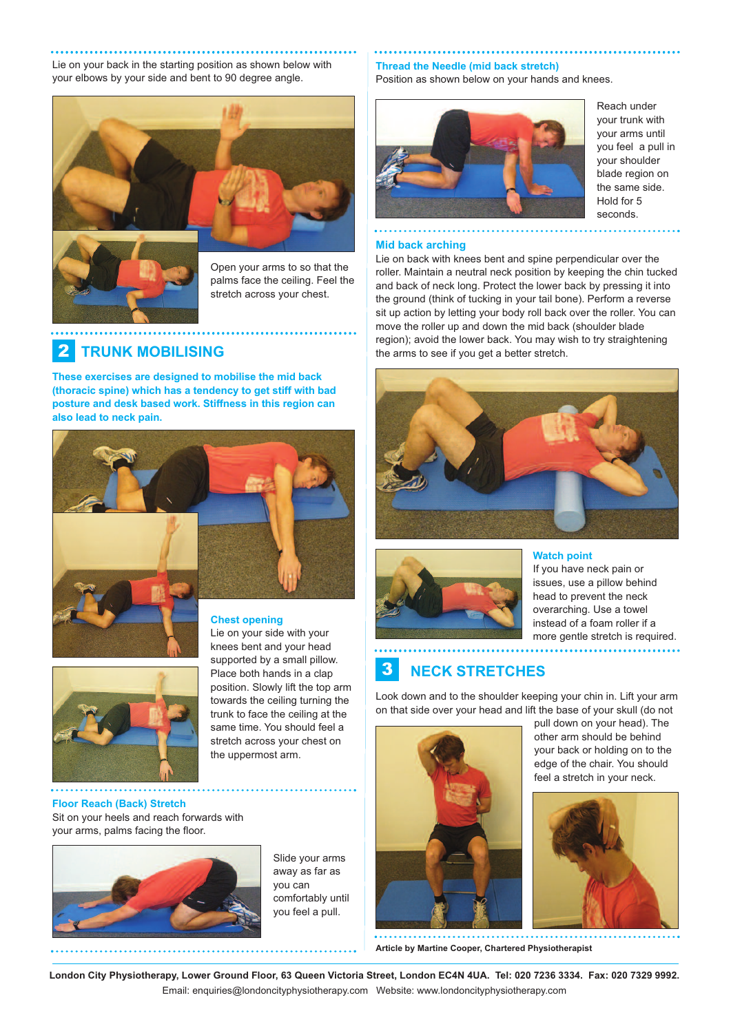Lie on your back in the starting position as shown below with your elbows by your side and bent to 90 degree angle.

Open your arms to so that the palms face the ceiling. Feel the stretch across your chest.

## 2 TRUNK MOBILISING

**These exercises are designed to mobilise the mid back (thoracic spine) which has a tendency to get stiff with bad posture and desk based work. Stiffness in this region can also lead to neck pain.**

### Chest opening

Lie on your side with your knees bent and your head supported by a small pillow. Place both hands in a clap position. Slowly lift the top arm towards the ceiling turning the trunk to face the ceiling at the same time. You should feel a stretch across your chest on the uppermost arm.

### Floor Reach (Back) Stretch

Sit on your heels and reach forwards with your arms, palms facing the floor.

Slide your arms away as far as you can comfortably until you feel a pull.

### Thread the Needle (mid back stretch)

Position as shown below on your hands and knees.

Reach under your trunk with your arms until you feel a pull in your shoulder blade region on the same side. Hold for 5 seconds.

### Mid back arching

Lie on back with knees bent and spine perpendicular over the roller. Maintain a neutral neck position by keeping the chin tucked and back of neck long. Protect the lower back by pressing it into the ground (think of tucking in your tail bone). Perform a reverse sit up action by letting your body roll back over the roller. You can move the roller up and down the mid back (shoulder blade region); avoid the lower back. You may wish to try straightening the arms to see if you get a better stretch.

### Watch point

If you have neck pain or issues, use a pillow behind head to prevent the neck overarching. Use a towel instead of a foam roller if a more gentle stretch is required.

## 3 NECK STRETCHES

Look down and to the shoulder keeping your chin in. Lift your arm on that side over your head and lift the base of your skull (do not pull down on your head). The other arm should be behind your back or holding on to the edge of the chair. You should feel a stretch in your neck.

**Article by Martine Cooper, Chartered Physiotherapist**

**London City Physiotherapy, Lower Ground Floor, 63 Queen Victoria Street, London EC4N 4UA. Tel: 020 7236 3334. Fax: 020 7329 9992.**
Email: enquiries@londoncityphysiotherapy.com Website: www.londoncityphysiotherapy.com